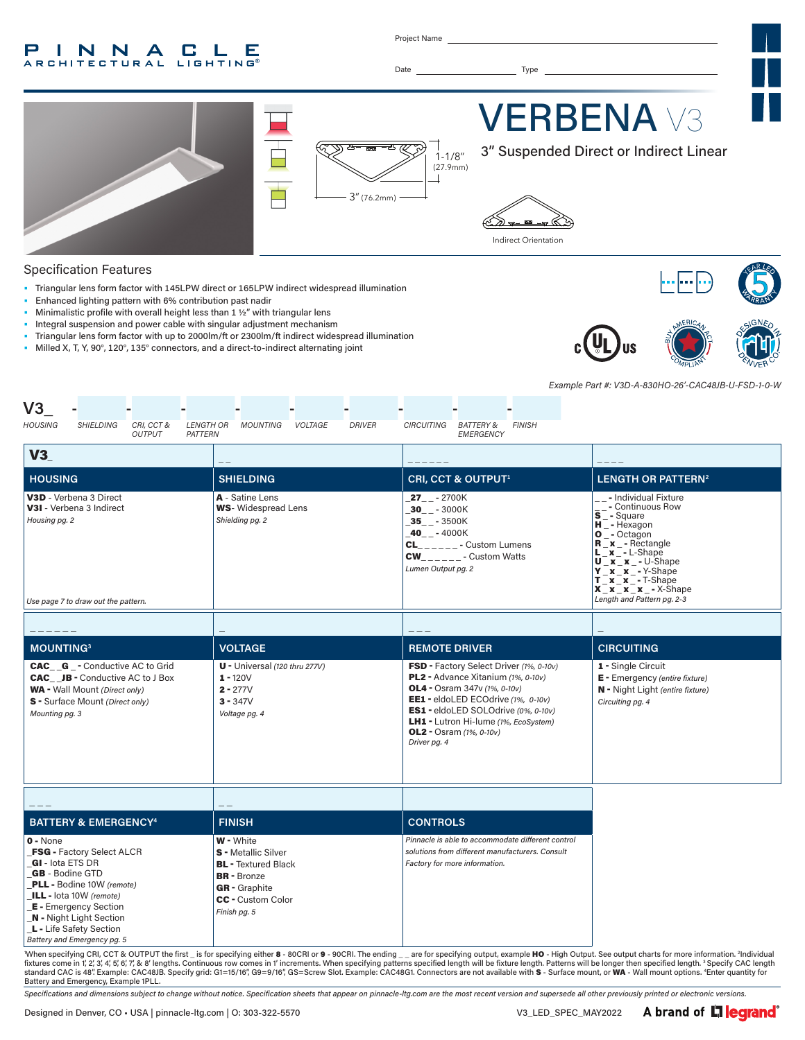PINNACLE ARCHITECTURAL LIGHTING®

Project Name ______________________

Date ____________ Type ____________

# VERBENA V3

## 3" Suspended Direct or Indirect Linear

1-1/8" (27.9mm)

3" (76.2mm)

Indirect Orientation

## Specification Features

- Triangular lens form factor with 145LPW direct or 165LPW indirect widespread illumination
- Enhanced lighting pattern with 6% contribution past nadir
- Minimalistic profile with overall height less than 1 ½" with triangular lens
- Integral suspension and power cable with singular adjustment mechanism
- Triangular lens form factor with up to 2000lm/ft or 2300lm/ft indirect widespread illumination
- Milled X, T, Y, 90°, 120°, 135° connectors, and a direct-to-indirect alternating joint

*Example Part #: V3D-A-830HO-26'-CAC48JB-U-FSD-1-0-W*

V3_ - ___ - ___ - ___ - ___ - ___ - ___ - ___ - ___ - ___

HOUSING | SHIELDING | CRI, CCT & OUTPUT | LENGTH OR PATTERN | MOUNTING | VOLTAGE | DRIVER | CIRCUITING | BATTERY & EMERGENCY | FINISH

| V3_ | _ _ | _ _ _ _ _ _ | _ _ _ _ |
|---|---|---|---|
| **HOUSING** | **SHIELDING** | **CRI, CCT & OUTPUT[1]** | **LENGTH OR PATTERN[2]** |
| **V3D** - Verbena 3 Direct<br>**V3I** - Verbena 3 Indirect<br>*Housing pg. 2*<br><br>*Use page 7 to draw out the pattern.* | **A** - Satine Lens<br>**WS**- Widespread Lens<br>*Shielding pg. 2* | **_27_ _** - 2700K<br>**_30_ _** - 3000K<br>**_35_ _** - 3500K<br>**_40_ _** - 4000K<br>**CL_ _ _ _ _ _** - Custom Lumens<br>**CW_ _ _ _ _ _** - Custom Watts<br>*Lumen Output pg. 2* | _ _ - Individual Fixture<br>_ _ - Continuous Row<br>**S** _ - Square<br>**H** _ - Hexagon<br>**O** _ - Octagon<br>**R** _ **x** _ - Rectangle<br>**L** _ **x** _ - L-Shape<br>**U** _ **x** _ **x** _ - U-Shape<br>**Y** _ **x** _ **x** _ - Y-Shape<br>**T** _ **x** _ **x** _ - T-Shape<br>**X** _ **x** _ **x** _ **x** _ - X-Shape<br>*Length and Pattern pg. 2-3* |

| _ _ _ _ _ _ | _ | _ _ _ | _ |
|---|---|---|---|
| **MOUNTING[3]** | **VOLTAGE** | **REMOTE DRIVER** | **CIRCUITING** |
| **CAC_ _G_** - Conductive AC to Grid<br>**CAC_ _JB** - Conductive AC to J Box<br>**WA** - Wall Mount *(Direct only)*<br>**S** - Surface Mount *(Direct only)*<br>*Mounting pg. 3* | **U** - Universal *(120 thru 277V)*<br>**1** - 120V<br>**2** - 277V<br>**3** - 347V<br>*Voltage pg. 4* | **FSD** - Factory Select Driver *(1%, 0-10v)*<br>**PL2** - Advance Xitanium *(1%, 0-10v)*<br>**OL4** - Osram 347v *(1%, 0-10v)*<br>**EE1** - eldoLED ECOdrive *(1%, 0-10v)*<br>**ES1** - eldoLED SOLOdrive *(0%, 0-10v)*<br>**LH1** - Lutron Hi-lume *(1%, EcoSystem)*<br>**OL2** - Osram *(1%, 0-10v)*<br>*Driver pg. 4* | **1** - Single Circuit<br>**E** - Emergency *(entire fixture)*<br>**N** - Night Light *(entire fixture)*<br>*Circuiting pg. 4* |

| _ _ _ | _ _ | |
|---|---|---|
| **BATTERY & EMERGENCY[4]** | **FINISH** | **CONTROLS** |
| **0** - None<br>**_FSG** - Factory Select ALCR<br>**_GI** - Iota ETS DR<br>**_GB** - Bodine GTD<br>**_PLL** - Bodine 10W *(remote)*<br>**_ILL** - Iota 10W *(remote)*<br>**_E** - Emergency Section<br>**_N** - Night Light Section<br>**_L** - Life Safety Section<br>*Battery and Emergency pg. 5* | **W** - White<br>**S** - Metallic Silver<br>**BL** - Textured Black<br>**BR** - Bronze<br>**GR** - Graphite<br>**CC** - Custom Color<br>*Finish pg. 5* | *Pinnacle is able to accommodate different control solutions from different manufacturers. Consult Factory for more information.* |

[1]When specifying CRI, CCT & OUTPUT the first _ is for specifying either **8** - 80CRI or **9** - 90CRI. The ending _ _ are for specifying output, example **HO** - High Output. See output charts for more information. [2]Individual fixtures come in 1', 2', 3', 4', 5', 6', 7', & 8' lengths. Continuous row comes in 1' increments. When specifying patterns specified length will be fixture length. Patterns will be longer then specified length. [3]Specify CAC length standard CAC is 48". Example: CAC48JB. Specify grid: G1=15/16", G9=9/16", GS=Screw Slot. Example: CAC48G1. Connectors are not available with **S** - Surface mount, or **WA** - Wall mount options. [4]Enter quantity for Battery and Emergency, Example 1PLL.

*Specifications and dimensions subject to change without notice. Specification sheets that appear on pinnacle-ltg.com are the most recent version and supersede all other previously printed or electronic versions.*

Designed in Denver, CO • USA | pinnacle-ltg.com | O: 303-322-5570

V3_LED_SPEC_MAY2022

A brand of legrand®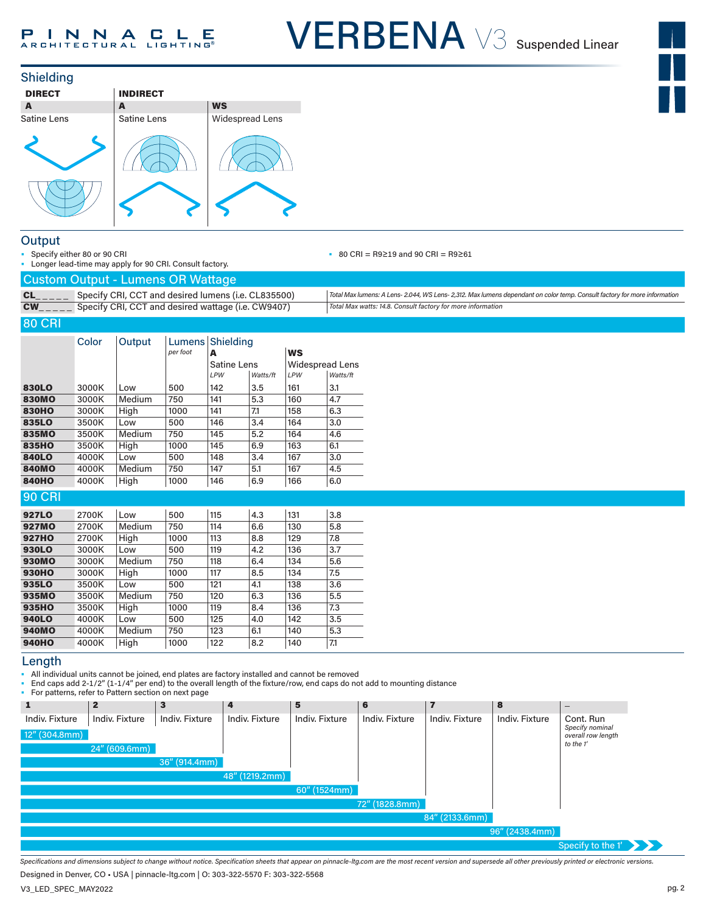## Shielding

| DIRECT | INDIRECT | |
|---|---|---|
| **A** | **A** | **WS** |
| Satine Lens | Satine Lens | Widespread Lens |

## Output

- Specify either 80 or 90 CRI
- Longer lead-time may apply for 90 CRI. Consult factory.
- 80 CRI = R9≥19 and 90 CRI = R9≥61

### Custom Output - Lumens OR Wattage

| | | |
|---|---|---|
| **CL_ _ _ _ _** | Specify CRI, CCT and desired lumens (i.e. CL835500) | *Total Max lumens: A Lens- 2,044, WS Lens- 2,312. Max lumens dependant on color temp. Consult factory for more information* |
| **CW_ _ _ _ _** | Specify CRI, CCT and desired wattage (i.e. CW9407) | *Total Max watts: 14.8. Consult factory for more information* |

### 80 CRI

| | Color | Output | Lumens *per foot* | Shielding **A** Satine Lens *LPW* | *Watts/ft* | **WS** Widespread Lens *LPW* | *Watts/ft* |
|---|---|---|---|---|---|---|---|
| **830LO** | 3000K | Low | 500 | 142 | 3.5 | 161 | 3.1 |
| **830MO** | 3000K | Medium | 750 | 141 | 5.3 | 160 | 4.7 |
| **830HO** | 3000K | High | 1000 | 141 | 7.1 | 158 | 6.3 |
| **835LO** | 3500K | Low | 500 | 146 | 3.4 | 164 | 3.0 |
| **835MO** | 3500K | Medium | 750 | 145 | 5.2 | 164 | 4.6 |
| **835HO** | 3500K | High | 1000 | 145 | 6.9 | 163 | 6.1 |
| **840LO** | 4000K | Low | 500 | 148 | 3.4 | 167 | 3.0 |
| **840MO** | 4000K | Medium | 750 | 147 | 5.1 | 167 | 4.5 |
| **840HO** | 4000K | High | 1000 | 146 | 6.9 | 166 | 6.0 |

### 90 CRI

| | Color | Output | Lumens *per foot* | Shielding **A** Satine Lens *LPW* | *Watts/ft* | **WS** Widespread Lens *LPW* | *Watts/ft* |
|---|---|---|---|---|---|---|---|
| **927LO** | 2700K | Low | 500 | 115 | 4.3 | 131 | 3.8 |
| **927MO** | 2700K | Medium | 750 | 114 | 6.6 | 130 | 5.8 |
| **927HO** | 2700K | High | 1000 | 113 | 8.8 | 129 | 7.8 |
| **930LO** | 3000K | Low | 500 | 119 | 4.2 | 136 | 3.7 |
| **930MO** | 3000K | Medium | 750 | 118 | 6.4 | 134 | 5.6 |
| **930HO** | 3000K | High | 1000 | 117 | 8.5 | 134 | 7.5 |
| **935LO** | 3500K | Low | 500 | 121 | 4.1 | 138 | 3.6 |
| **935MO** | 3500K | Medium | 750 | 120 | 6.3 | 136 | 5.5 |
| **935HO** | 3500K | High | 1000 | 119 | 8.4 | 136 | 7.3 |
| **940LO** | 4000K | Low | 500 | 125 | 4.0 | 142 | 3.5 |
| **940MO** | 4000K | Medium | 750 | 123 | 6.1 | 140 | 5.3 |
| **940HO** | 4000K | High | 1000 | 122 | 8.2 | 140 | 7.1 |

## Length

- All individual units cannot be joined, end plates are factory installed and cannot be removed
- End caps add 2-1/2" (1-1/4" per end) to the overall length of the fixture/row, end caps do not add to mounting distance
- For patterns, refer to Pattern section on next page

| **1** | **2** | **3** | **4** | **5** | **6** | **7** | **8** | **_** |
|---|---|---|---|---|---|---|---|---|
| Indiv. Fixture | Indiv. Fixture | Indiv. Fixture | Indiv. Fixture | Indiv. Fixture | Indiv. Fixture | Indiv. Fixture | Indiv. Fixture | Cont. Run *Specify nominal overall row length to the 1'* |
| 12" (304.8mm) | 24" (609.6mm) | 36" (914.4mm) | 48" (1219.2mm) | 60" (1524mm) | 72" (1828.8mm) | 84" (2133.6mm) | 96" (2438.4mm) | Specify to the 1' |

*Specifications and dimensions subject to change without notice. Specification sheets that appear on pinnacle-ltg.com are the most recent version and supersede all other previously printed or electronic versions.*

Designed in Denver, CO • USA | pinnacle-ltg.com | O: 303-322-5570 F: 303-322-5568

V3_LED_SPEC_MAY2022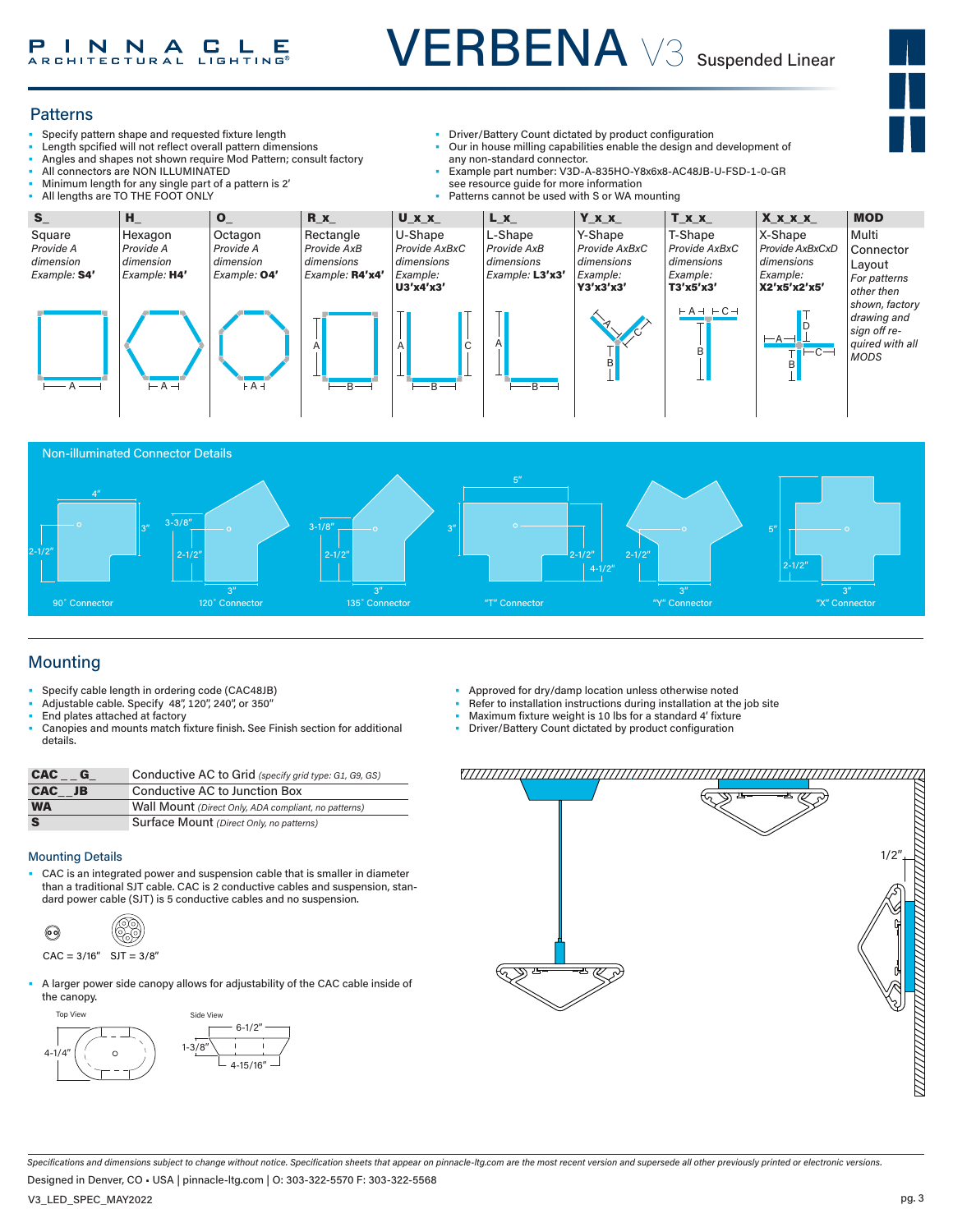# VERBENA V3 Suspended Linear

## Patterns

- Specify pattern shape and requested fixture length
- Length spcified will not reflect overall pattern dimensions
- Angles and shapes not shown require Mod Pattern; consult factory
- All connectors are NON ILLUMINATED
- Minimum length for any single part of a pattern is 2'
- All lengths are TO THE FOOT ONLY
- Driver/Battery Count dictated by product configuration
- Our in house milling capabilities enable the design and development of any non-standard connector.
- Example part number: V3D-A-835HO-Y8x6x8-AC48JB-U-FSD-1-0-GR see resource guide for more information
- Patterns cannot be used with S or WA mounting

| S_ | H_ | O_ | R_x_ | U_x_x_ | L_x_ | Y_x_x_ | T_x_x_ | X_x_x_x_ | MOD |
|---|---|---|---|---|---|---|---|---|---|
| Square *Provide A dimension Example:* **S4'** | Hexagon *Provide A dimension Example:* **H4'** | Octagon *Provide A dimension Example:* **O4'** | Rectangle *Provide AxB dimensions Example:* **R4'x4'** | U-Shape *Provide AxBxC dimensions Example:* **U3'x4'x3'** | L-Shape *Provide AxB dimensions Example:* **L3'x3'** | Y-Shape *Provide AxBxC dimensions Example:* **Y3'x3'x3'** | T-Shape *Provide AxBxC dimensions Example:* **T3'x5'x3'** | X-Shape *Provide AxBxCxD dimensions Example:* **X2'x5'x2'x5'** | Multi Connector Layout *For patterns other then shown, factory drawing and sign off required with all MODS* |

### Non-illuminated Connector Details

- 90˚ Connector: 4", 3", 2-1/2"
- 120˚ Connector: 3-3/8", 2-1/2", 3"
- 135˚ Connector: 3-1/8", 2-1/2", 3"
- "T" Connector: 5", 3", 2-1/2", 4-1/2"
- "Y" Connector: 2-1/2", 3"
- "X" Connector: 5", 2-1/2", 3"

## Mounting

- Specify cable length in ordering code (CAC48JB)
- Adjustable cable. Specify 48", 120", 240", or 350"
- End plates attached at factory
- Canopies and mounts match fixture finish. See Finish section for additional details.
- Approved for dry/damp location unless otherwise noted
- Refer to installation instructions during installation at the job site
- Maximum fixture weight is 10 lbs for a standard 4' fixture
- Driver/Battery Count dictated by product configuration

| | |
|---|---|
| **CAC _ _ G_** | Conductive AC to Grid *(specify grid type: G1, G9, GS)* |
| **CAC__JB** | Conductive AC to Junction Box |
| **WA** | Wall Mount *(Direct Only, ADA compliant, no patterns)* |
| **S** | Surface Mount *(Direct Only, no patterns)* |

### Mounting Details

- CAC is an integrated power and suspension cable that is smaller in diameter than a traditional SJT cable. CAC is 2 conductive cables and suspension, standard power cable (SJT) is 5 conductive cables and no suspension.

CAC = 3/16" SJT = 3/8"

- A larger power side canopy allows for adjustability of the CAC cable inside of the canopy.

Top View: 4-1/4"

Side View: 6-1/2", 1-3/8", 4-15/16"

1/2"

*Specifications and dimensions subject to change without notice. Specification sheets that appear on pinnacle-ltg.com are the most recent version and supersede all other previously printed or electronic versions.*

Designed in Denver, CO • USA | pinnacle-ltg.com | O: 303-322-5570 F: 303-322-5568

V3_LED_SPEC_MAY2022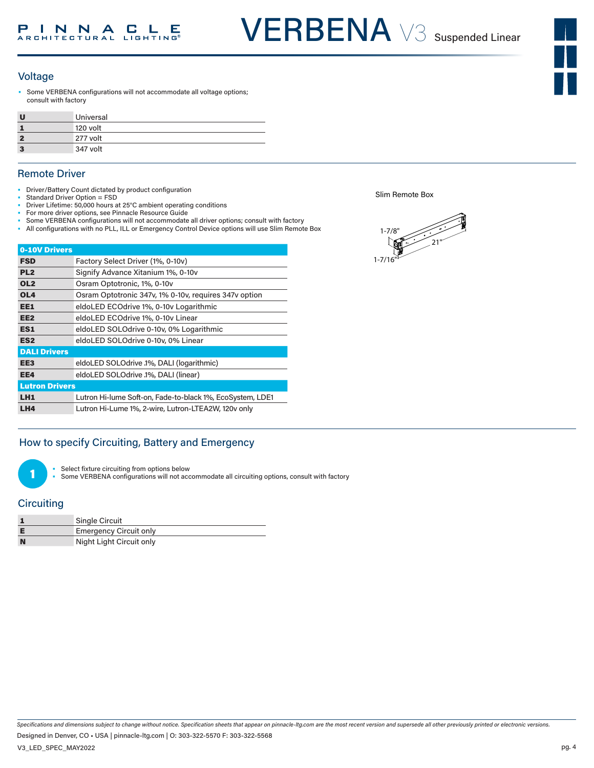## Voltage

- Some VERBENA configurations will not accommodate all voltage options; consult with factory

| | |
|---|---|
| **U** | Universal |
| **1** | 120 volt |
| **2** | 277 volt |
| **3** | 347 volt |

## Remote Driver

- Driver/Battery Count dictated by product configuration
- Standard Driver Option = FSD
- Driver Lifetime: 50,000 hours at 25°C ambient operating conditions
- For more driver options, see Pinnacle Resource Guide
- Some VERBENA configurations will not accommodate all driver options; consult with factory
- All configurations with no PLL, ILL or Emergency Control Device options will use Slim Remote Box

| **0-10V Drivers** | |
|---|---|
| **FSD** | Factory Select Driver (1%, 0-10v) |
| **PL2** | Signify Advance Xitanium 1%, 0-10v |
| **OL2** | Osram Optotronic, 1%, 0-10v |
| **OL4** | Osram Optotronic 347v, 1% 0-10v, requires 347v option |
| **EE1** | eldoLED ECOdrive 1%, 0-10v Logarithmic |
| **EE2** | eldoLED ECOdrive 1%, 0-10v Linear |
| **ES1** | eldoLED SOLOdrive 0-10v, 0% Logarithmic |
| **ES2** | eldoLED SOLOdrive 0-10v, 0% Linear |
| **DALI Drivers** | |
| **EE3** | eldoLED SOLOdrive .1%, DALI (logarithmic) |
| **EE4** | eldoLED SOLOdrive .1%, DALI (linear) |
| **Lutron Drivers** | |
| **LH1** | Lutron Hi-lume Soft-on, Fade-to-black 1%, EcoSystem, LDE1 |
| **LH4** | Lutron Hi-Lume 1%, 2-wire, Lutron-LTEA2W, 120v only |

Slim Remote Box

1-7/8"

21"

1-7/16"

## How to specify Circuiting, Battery and Emergency

**1**

- Select fixture circuiting from options below
- Some VERBENA configurations will not accommodate all circuiting options, consult with factory

## Circuiting

| | |
|---|---|
| **1** | Single Circuit |
| **E** | Emergency Circuit only |
| **N** | Night Light Circuit only |

*Specifications and dimensions subject to change without notice. Specification sheets that appear on pinnacle-ltg.com are the most recent version and supersede all other previously printed or electronic versions.*

Designed in Denver, CO • USA | pinnacle-ltg.com | O: 303-322-5570 F: 303-322-5568

V3_LED_SPEC_MAY2022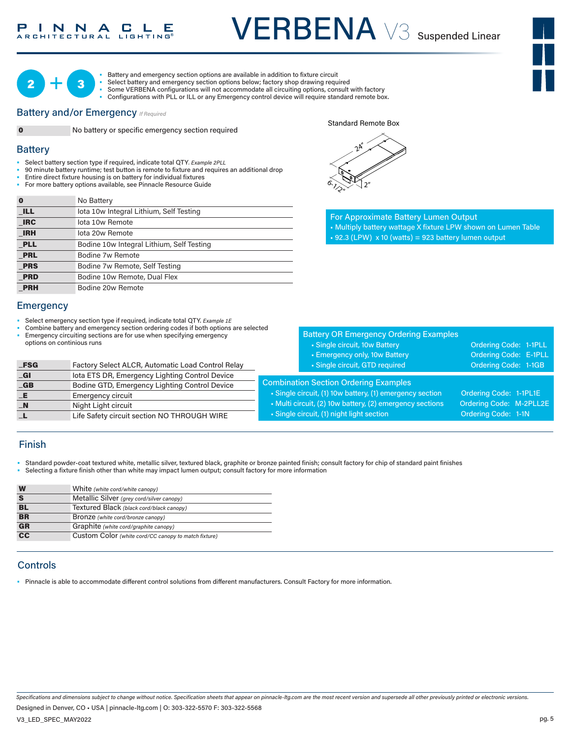# VERBENA V3 Suspended Linear

**2 + 3**

- Battery and emergency section options are available in addition to fixture circuit
- Select battery and emergency section options below; factory shop drawing required
- Some VERBENA configurations will not accommodate all circuiting options, consult with factory
- Configurations with PLL or ILL or any Emergency control device will require standard remote box.

## Battery and/or Emergency *If Required*

| **0** | No battery or specific emergency section required |
|---|---|

Standard Remote Box

24" · 6-1/2" · 2"

## Battery

- Select battery section type if required, indicate total QTY. *Example 2PLL*
- 90 minute battery runtime; test button is remote to fixture and requires an additional drop
- Entire direct fixture housing is on battery for individual fixtures
- For more battery options available, see Pinnacle Resource Guide

| Code | Description |
|---|---|
| **0** | No Battery |
| **_ILL** | Iota 10w Integral Lithium, Self Testing |
| **_IRC** | Iota 10w Remote |
| **_IRH** | Iota 20w Remote |
| **_PLL** | Bodine 10w Integral Lithium, Self Testing |
| **_PRL** | Bodine 7w Remote |
| **_PRS** | Bodine 7w Remote, Self Testing |
| **_PRD** | Bodine 10w Remote, Dual Flex |
| **_PRH** | Bodine 20w Remote |

**For Approximate Battery Lumen Output**
- Multiply battery wattage X fixture LPW shown on Lumen Table
- 92.3 (LPW) x 10 (watts) = 923 battery lumen output

## Emergency

- Select emergency section type if required, indicate total QTY. *Example 1E*
- Combine battery and emergency section ordering codes if both options are selected
- Emergency circuiting sections are for use when specifying emergency options on continious runs

| Code | Description |
|---|---|
| **_FSG** | Factory Select ALCR, Automatic Load Control Relay |
| **_GI** | Iota ETS DR, Emergency Lighting Control Device |
| **_GB** | Bodine GTD, Emergency Lighting Control Device |
| **_E** | Emergency circuit |
| **_N** | Night Light circuit |
| **_L** | Life Safety circuit section NO THROUGH WIRE |

**Battery OR Emergency Ordering Examples**

| Example | Ordering Code |
|---|---|
| Single circuit, 10w Battery | 1-1PLL |
| Emergency only, 10w Battery | E-1PLL |
| Single circuit, GTD required | 1-1GB |

**Combination Section Ordering Examples**

| Example | Ordering Code |
|---|---|
| Single circuit, (1) 10w battery, (1) emergency section | 1-1PL1E |
| Multi circuit, (2) 10w battery, (2) emergency sections | M-2PLL2E |
| Single circuit, (1) night light section | 1-1N |

## Finish

- Standard powder-coat textured white, metallic silver, textured black, graphite or bronze painted finish; consult factory for chip of standard paint finishes
- Selecting a fixture finish other than white may impact lumen output; consult factory for more information

| Code | Description |
|---|---|
| **W** | White *(white cord/white canopy)* |
| **S** | Metallic Silver *(grey cord/silver canopy)* |
| **BL** | Textured Black *(black cord/black canopy)* |
| **BR** | Bronze *(white cord/bronze canopy)* |
| **GR** | Graphite *(white cord/graphite canopy)* |
| **CC** | Custom Color *(white cord/CC canopy to match fixture)* |

## Controls

- Pinnacle is able to accommodate different control solutions from different manufacturers. Consult Factory for more information.

*Specifications and dimensions subject to change without notice. Specification sheets that appear on pinnacle-ltg.com are the most recent version and supersede all other previously printed or electronic versions.*

Designed in Denver, CO • USA | pinnacle-ltg.com | O: 303-322-5570 F: 303-322-5568

V3_LED_SPEC_MAY2022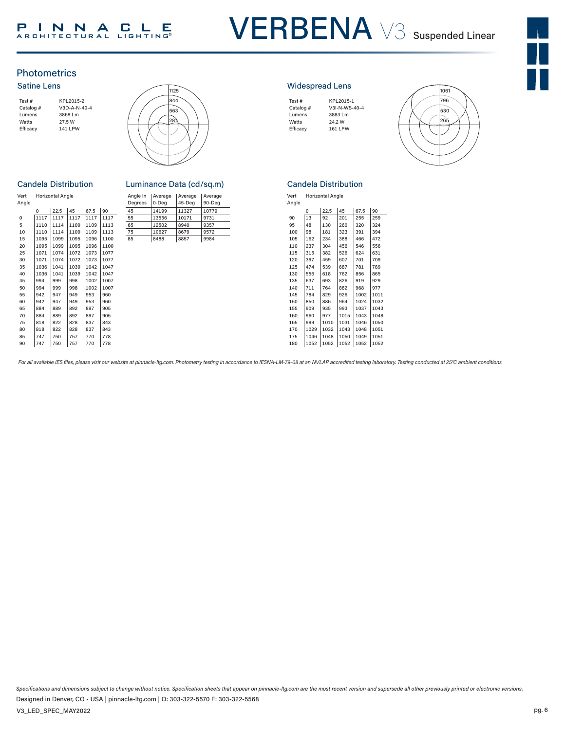## Photometrics

### Satine Lens

| | |
|---|---|
| Test # | KPL2015-2 |
| Catalog # | V3D-A-N-40-4 |
| Lumens | 3868 Lm |
| Watts | 27.5 W |
| Efficacy | 141 LPW |

1125

844

563

281

### Candela Distribution

| Vert Angle | Horizontal Angle 0 | 22.5 | 45 | 67.5 | 90 |
|---|---|---|---|---|---|
| 0 | 1117 | 1117 | 1117 | 1117 | 1117 |
| 5 | 1110 | 1114 | 1109 | 1109 | 1113 |
| 10 | 1110 | 1114 | 1109 | 1109 | 1113 |
| 15 | 1095 | 1099 | 1095 | 1096 | 1100 |
| 20 | 1095 | 1099 | 1095 | 1096 | 1100 |
| 25 | 1071 | 1074 | 1072 | 1073 | 1077 |
| 30 | 1071 | 1074 | 1072 | 1073 | 1077 |
| 35 | 1036 | 1041 | 1039 | 1042 | 1047 |
| 40 | 1036 | 1041 | 1039 | 1042 | 1047 |
| 45 | 994 | 999 | 998 | 1002 | 1007 |
| 50 | 994 | 999 | 998 | 1002 | 1007 |
| 55 | 942 | 947 | 949 | 953 | 960 |
| 60 | 942 | 947 | 949 | 953 | 960 |
| 65 | 884 | 889 | 892 | 897 | 905 |
| 70 | 884 | 889 | 892 | 897 | 905 |
| 75 | 818 | 822 | 828 | 837 | 843 |
| 80 | 818 | 822 | 828 | 837 | 843 |
| 85 | 747 | 750 | 757 | 770 | 778 |
| 90 | 747 | 750 | 757 | 770 | 778 |

### Luminance Data (cd/sq.m)

| Angle In Degrees | Average 0-Deg | Average 45-Deg | Average 90-Deg |
|---|---|---|---|
| 45 | 14199 | 11327 | 10779 |
| 55 | 13556 | 10171 | 9731 |
| 65 | 12502 | 8940 | 9357 |
| 75 | 10627 | 8679 | 9572 |
| 85 | 8488 | 8857 | 9984 |

### Widespread Lens

| | |
|---|---|
| Test # | KPL2015-1 |
| Catalog # | V3I-N-WS-40-4 |
| Lumens | 3883 Lm |
| Watts | 24.2 W |
| Efficacy | 161 LPW |

1061

796

530

265

### Candela Distribution

| Vert Angle | Horizontal Angle 0 | 22.5 | 45 | 67.5 | 90 |
|---|---|---|---|---|---|
| 90 | 13 | 92 | 201 | 255 | 259 |
| 95 | 48 | 130 | 260 | 320 | 324 |
| 100 | 98 | 181 | 323 | 391 | 394 |
| 105 | 162 | 234 | 388 | 466 | 472 |
| 110 | 237 | 304 | 456 | 546 | 556 |
| 115 | 315 | 382 | 526 | 624 | 631 |
| 120 | 397 | 459 | 607 | 701 | 709 |
| 125 | 474 | 539 | 687 | 781 | 789 |
| 130 | 556 | 618 | 762 | 856 | 865 |
| 135 | 637 | 693 | 826 | 919 | 929 |
| 140 | 711 | 764 | 882 | 968 | 977 |
| 145 | 784 | 829 | 926 | 1002 | 1011 |
| 150 | 850 | 886 | 964 | 1024 | 1032 |
| 155 | 909 | 935 | 993 | 1037 | 1043 |
| 160 | 960 | 977 | 1015 | 1043 | 1048 |
| 165 | 999 | 1010 | 1031 | 1046 | 1050 |
| 170 | 1029 | 1032 | 1043 | 1048 | 1051 |
| 175 | 1046 | 1048 | 1050 | 1049 | 1051 |
| 180 | 1052 | 1052 | 1052 | 1052 | 1052 |

*For all available IES files, please visit our website at pinnacle-ltg.com. Photometry testing in accordance to IESNA-LM-79-08 at an NVLAP accredited testing laboratory. Testing conducted at 25°C ambient conditions*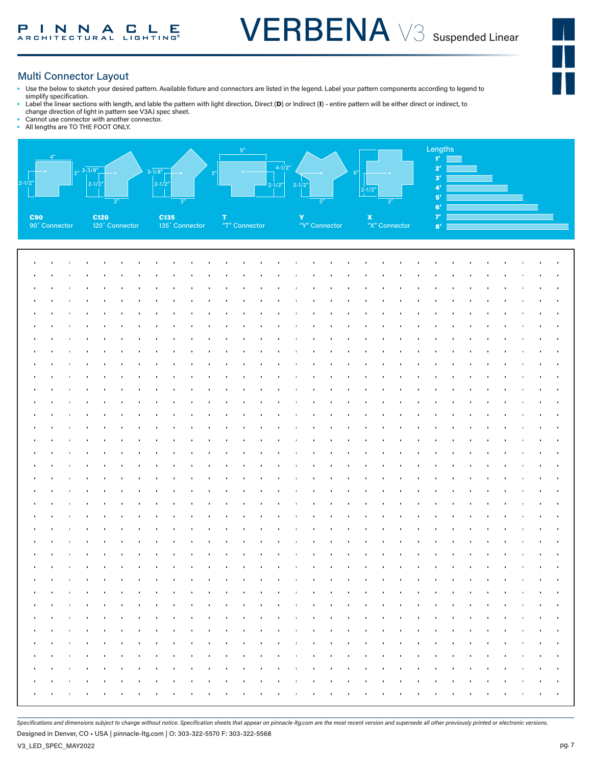## Multi Connector Layout

- Use the below to sketch your desired pattern. Available fixture and connectors are listed in the legend. Label your pattern components according to legend to simplify specification.
- Label the linear sections with length, and lable the pattern with light direction, Direct (**D**) or Indirect (**I**) - entire pattern will be either direct or indirect, to change direction of light in pattern see V3AJ spec sheet.
- Cannot use connector with another connector.
- All lengths are TO THE FOOT ONLY.

4" 3" 2-1/2"
**C90**
90˚ Connector

3-3/8" 2-1/2" 3"
**C120**
120˚ Connector

3-1/8" 2-1/2" 3"
**C135**
135˚ Connector

5" 3" 4-1/2" 2-1/2"
**T**
"T" Connector

2-1/2" 3"
**Y**
"Y" Connector

5" 2-1/2" 3"
**X**
"X" Connector

Lengths
**1'**
**2'**
**3'**
**4'**
**5'**
**6'**
**7'**
**8'**

*Specifications and dimensions subject to change without notice. Specification sheets that appear on pinnacle-ltg.com are the most recent version and supersede all other previously printed or electronic versions.*

Designed in Denver, CO • USA | pinnacle-ltg.com | O: 303-322-5570 F: 303-322-5568

V3_LED_SPEC_MAY2022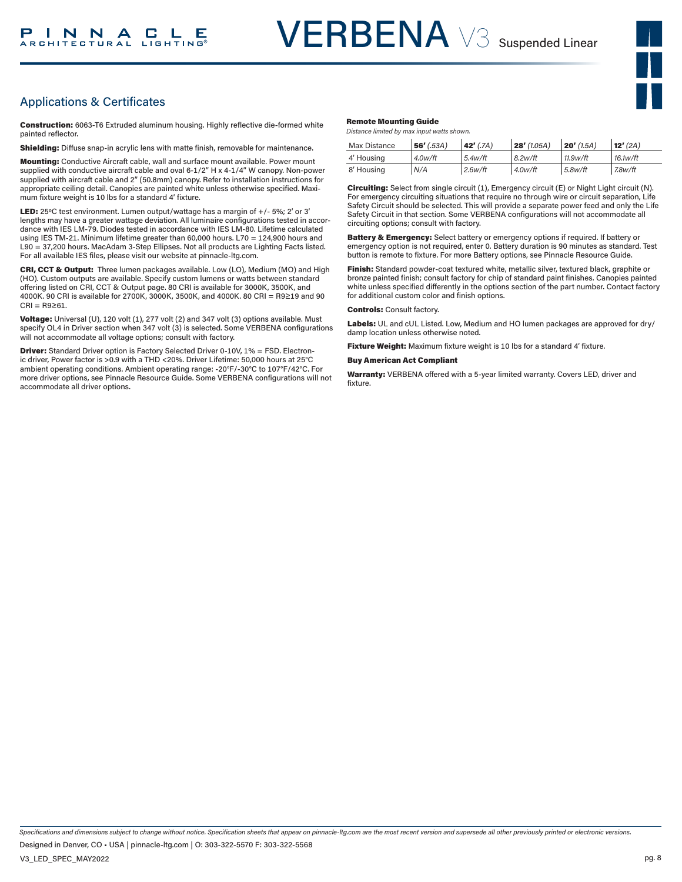## Applications & Certificates

**Construction:** 6063-T6 Extruded aluminum housing. Highly reflective die-formed white painted reflector.

**Shielding:** Diffuse snap-in acrylic lens with matte finish, removable for maintenance.

**Mounting:** Conductive Aircraft cable, wall and surface mount available. Power mount supplied with conductive aircraft cable and oval 6-1/2" H x 4-1/4" W canopy. Non-power supplied with aircraft cable and 2" (50.8mm) canopy. Refer to installation instructions for appropriate ceiling detail. Canopies are painted white unless otherwise specified. Maximum fixture weight is 10 lbs for a standard 4' fixture.

**LED:** 25ºC test environment. Lumen output/wattage has a margin of +/- 5%; 2' or 3' lengths may have a greater wattage deviation. All luminaire configurations tested in accordance with IES LM-79. Diodes tested in accordance with IES LM-80. Lifetime calculated using IES TM-21. Minimum lifetime greater than 60,000 hours. L70 = 124,900 hours and L90 = 37,200 hours. MacAdam 3-Step Ellipses. Not all products are Lighting Facts listed. For all available IES files, please visit our website at pinnacle-ltg.com.

**CRI, CCT & Output:** Three lumen packages available. Low (LO), Medium (MO) and High (HO). Custom outputs are available. Specify custom lumens or watts between standard offering listed on CRI, CCT & Output page. 80 CRI is available for 3000K, 3500K, and 4000K. 90 CRI is available for 2700K, 3000K, 3500K, and 4000K. 80 CRI = R9≥19 and 90 CRI = R9≥61.

**Voltage:** Universal (U), 120 volt (1), 277 volt (2) and 347 volt (3) options available. Must specify OL4 in Driver section when 347 volt (3) is selected. Some VERBENA configurations will not accommodate all voltage options; consult with factory.

**Driver:** Standard Driver option is Factory Selected Driver 0-10V, 1% = FSD. Electronic driver, Power factor is >0.9 with a THD <20%. Driver Lifetime: 50,000 hours at 25°C ambient operating conditions. Ambient operating range: -20°F/-30°C to 107°F/42°C. For more driver options, see Pinnacle Resource Guide. Some VERBENA configurations will not accommodate all driver options.

**Remote Mounting Guide**

*Distance limited by max input watts shown.*

| Max Distance | **56'** *(.53A)* | **42'** *(.7A)* | **28'** *(1.05A)* | **20'** *(1.5A)* | **12'** *(2A)* |
|---|---|---|---|---|---|
| 4' Housing | *4.0w/ft* | *5.4w/ft* | *8.2w/ft* | *11.9w/ft* | *16.1w/ft* |
| 8' Housing | *N/A* | *2.6w/ft* | *4.0w/ft* | *5.8w/ft* | *7.8w/ft* |

**Circuiting:** Select from single circuit (1), Emergency circuit (E) or Night Light circuit (N). For emergency circuiting situations that require no through wire or circuit separation, Life Safety Circuit should be selected. This will provide a separate power feed and only the Life Safety Circuit in that section. Some VERBENA configurations will not accommodate all circuiting options; consult with factory.

**Battery & Emergency:** Select battery or emergency options if required. If battery or emergency option is not required, enter 0. Battery duration is 90 minutes as standard. Test button is remote to fixture. For more Battery options, see Pinnacle Resource Guide.

**Finish:** Standard powder-coat textured white, metallic silver, textured black, graphite or bronze painted finish; consult factory for chip of standard paint finishes. Canopies painted white unless specified differently in the options section of the part number. Contact factory for additional custom color and finish options.

**Controls:** Consult factory.

**Labels:** UL and cUL Listed. Low, Medium and HO lumen packages are approved for dry/damp location unless otherwise noted.

**Fixture Weight:** Maximum fixture weight is 10 lbs for a standard 4' fixture.

**Buy American Act Compliant**

**Warranty:** VERBENA offered with a 5-year limited warranty. Covers LED, driver and fixture.